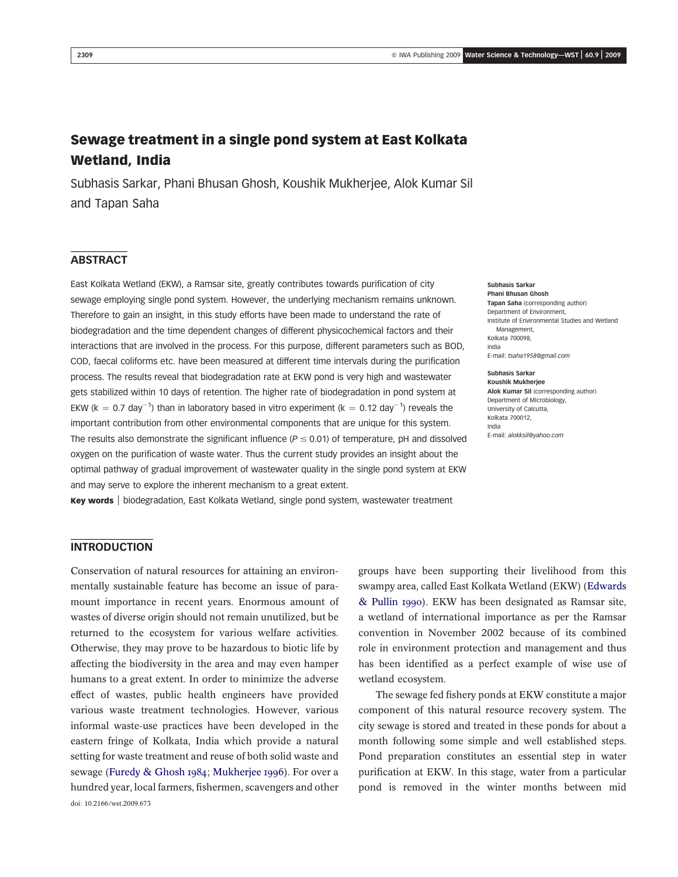# Sewage treatment in a single pond system at East Kolkata Wetland, India

Subhasis Sarkar, Phani Bhusan Ghosh, Koushik Mukherjee, Alok Kumar Sil and Tapan Saha

## ABSTRACT

East Kolkata Wetland (EKW), a Ramsar site, greatly contributes towards purification of city sewage employing single pond system. However, the underlying mechanism remains unknown. Therefore to gain an insight, in this study efforts have been made to understand the rate of biodegradation and the time dependent changes of different physicochemical factors and their interactions that are involved in the process. For this purpose, different parameters such as BOD, COD, faecal coliforms etc. have been measured at different time intervals during the purification process. The results reveal that biodegradation rate at EKW pond is very high and wastewater gets stabilized within 10 days of retention. The higher rate of biodegradation in pond system at EKW ($k = 0.7\ \text{day}^{-1}$) than in laboratory based in vitro experiment ($k = 0.12\ \text{day}^{-1}$) reveals the important contribution from other environmental components that are unique for this system. The results also demonstrate the significant influence ($P \leq 0.01$) of temperature, pH and dissolved oxygen on the purification of waste water. Thus the current study provides an insight about the optimal pathway of gradual improvement of wastewater quality in the single pond system at EKW and may serve to explore the inherent mechanism to a great extent.

**Key words** | biodegradation, East Kolkata Wetland, single pond system, wastewater treatment

**Subhasis Sarkar**
**Phani Bhusan Ghosh**
**Tapan Saha** (corresponding author)
Department of Environment,
Institute of Environmental Studies and Wetland Management,
Kolkata 700098,
India
E-mail: *tsaha1958@gmail.com*

**Subhasis Sarkar**
**Koushik Mukherjee**
**Alok Kumar Sil** (corresponding author)
Department of Microbiology,
University of Calcutta,
Kolkata 700012,
India
E-mail: *alokksil@yahoo.com*

## INTRODUCTION

Conservation of natural resources for attaining an environmentally sustainable feature has become an issue of paramount importance in recent years. Enormous amount of wastes of diverse origin should not remain unutilized, but be returned to the ecosystem for various welfare activities. Otherwise, they may prove to be hazardous to biotic life by affecting the biodiversity in the area and may even hamper humans to a great extent. In order to minimize the adverse effect of wastes, public health engineers have provided various waste treatment technologies. However, various informal waste-use practices have been developed in the eastern fringe of Kolkata, India which provide a natural setting for waste treatment and reuse of both solid waste and sewage (Furedy & Ghosh 1984; Mukherjee 1996). For over a hundred year, local farmers, fishermen, scavengers and other groups have been supporting their livelihood from this swampy area, called East Kolkata Wetland (EKW) (Edwards & Pullin 1990). EKW has been designated as Ramsar site, a wetland of international importance as per the Ramsar convention in November 2002 because of its combined role in environment protection and management and thus has been identified as a perfect example of wise use of wetland ecosystem.

The sewage fed fishery ponds at EKW constitute a major component of this natural resource recovery system. The city sewage is stored and treated in these ponds for about a month following some simple and well established steps. Pond preparation constitutes an essential step in water purification at EKW. In this stage, water from a particular pond is removed in the winter months between mid

doi: 10.2166/wst.2009.673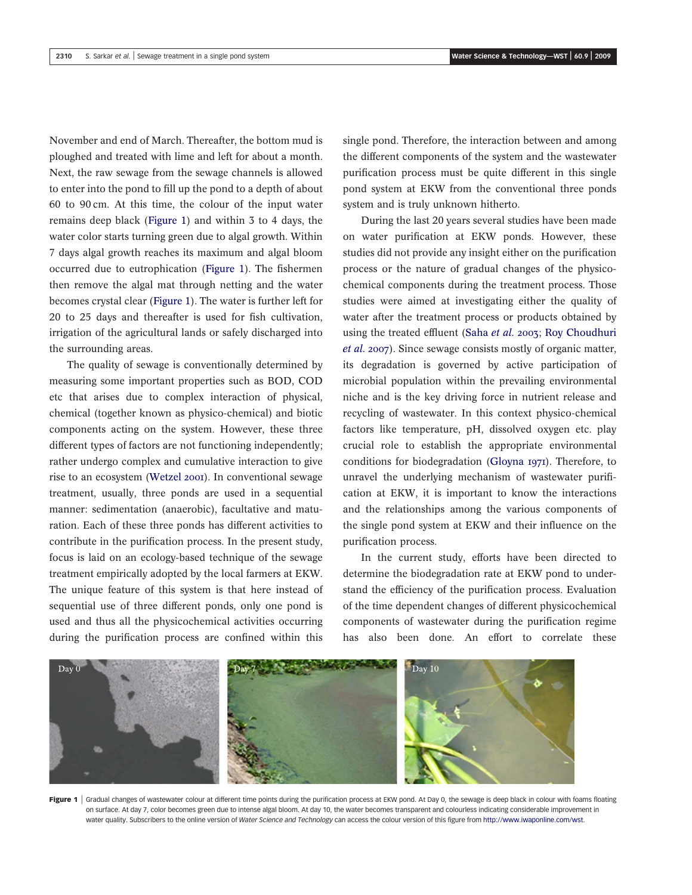November and end of March. Thereafter, the bottom mud is ploughed and treated with lime and left for about a month. Next, the raw sewage from the sewage channels is allowed to enter into the pond to fill up the pond to a depth of about 60 to 90 cm. At this time, the colour of the input water remains deep black (Figure 1) and within 3 to 4 days, the water color starts turning green due to algal growth. Within 7 days algal growth reaches its maximum and algal bloom occurred due to eutrophication (Figure 1). The fishermen then remove the algal mat through netting and the water becomes crystal clear (Figure 1). The water is further left for 20 to 25 days and thereafter is used for fish cultivation, irrigation of the agricultural lands or safely discharged into the surrounding areas.

The quality of sewage is conventionally determined by measuring some important properties such as BOD, COD etc that arises due to complex interaction of physical, chemical (together known as physico-chemical) and biotic components acting on the system. However, these three different types of factors are not functioning independently; rather undergo complex and cumulative interaction to give rise to an ecosystem (Wetzel 2001). In conventional sewage treatment, usually, three ponds are used in a sequential manner: sedimentation (anaerobic), facultative and maturation. Each of these three ponds has different activities to contribute in the purification process. In the present study, focus is laid on an ecology-based technique of the sewage treatment empirically adopted by the local farmers at EKW. The unique feature of this system is that here instead of sequential use of three different ponds, only one pond is used and thus all the physicochemical activities occurring during the purification process are confined within this single pond. Therefore, the interaction between and among the different components of the system and the wastewater purification process must be quite different in this single pond system at EKW from the conventional three ponds system and is truly unknown hitherto.

During the last 20 years several studies have been made on water purification at EKW ponds. However, these studies did not provide any insight either on the purification process or the nature of gradual changes of the physico-chemical components during the treatment process. Those studies were aimed at investigating either the quality of water after the treatment process or products obtained by using the treated effluent (Saha *et al.* 2003; Roy Choudhuri *et al.* 2007). Since sewage consists mostly of organic matter, its degradation is governed by active participation of microbial population within the prevailing environmental niche and is the key driving force in nutrient release and recycling of wastewater. In this context physico-chemical factors like temperature, pH, dissolved oxygen etc. play crucial role to establish the appropriate environmental conditions for biodegradation (Gloyna 1971). Therefore, to unravel the underlying mechanism of wastewater purification at EKW, it is important to know the interactions and the relationships among the various components of the single pond system at EKW and their influence on the purification process.

In the current study, efforts have been directed to determine the biodegradation rate at EKW pond to understand the efficiency of the purification process. Evaluation of the time dependent changes of different physicochemical components of wastewater during the purification regime has also been done. An effort to correlate these

Day 0 Day 7 Day 10

**Figure 1** | Gradual changes of wastewater colour at different time points during the purification process at EKW pond. At Day 0, the sewage is deep black in colour with foams floating on surface. At day 7, color becomes green due to intense algal bloom. At day 10, the water becomes transparent and colourless indicating considerable improvement in water quality. Subscribers to the online version of *Water Science and Technology* can access the colour version of this figure from http://www.iwaponline.com/wst.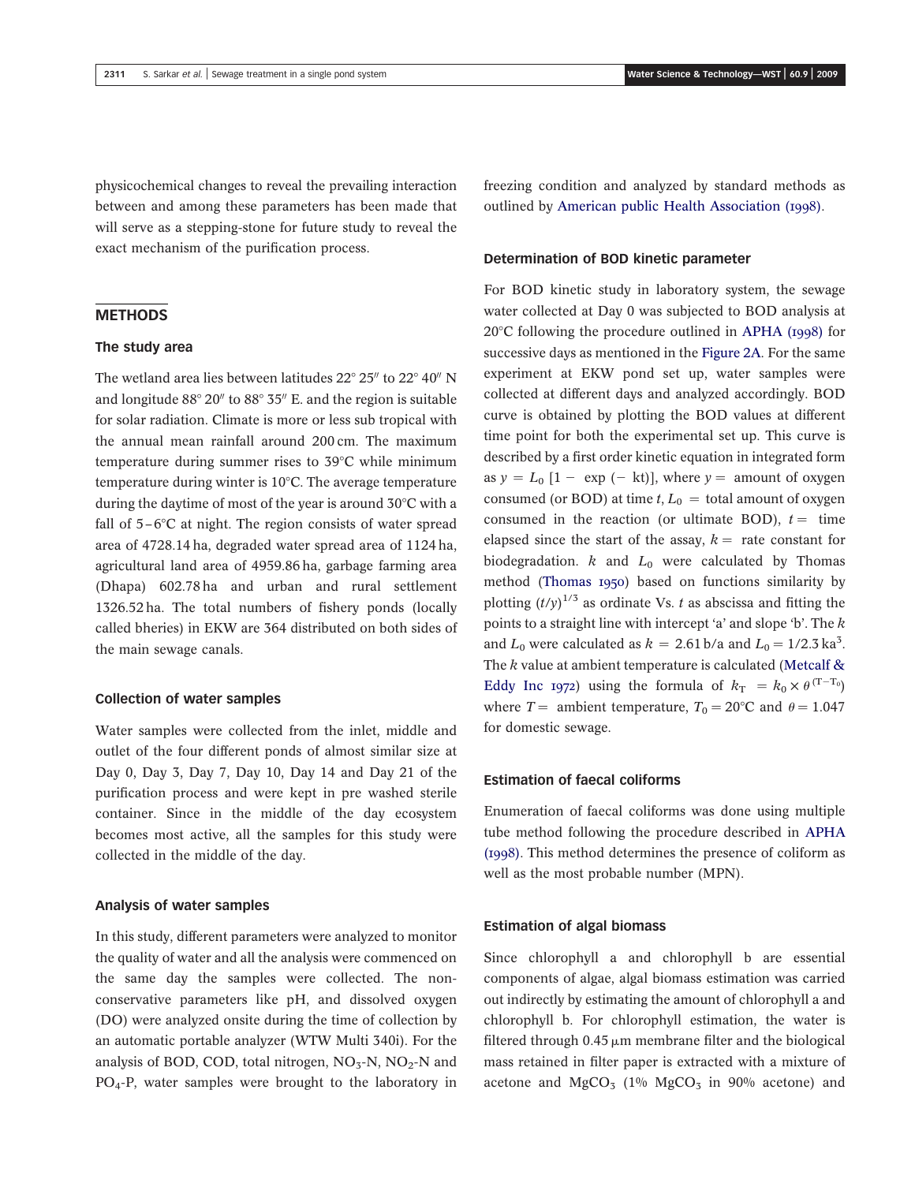physicochemical changes to reveal the prevailing interaction between and among these parameters has been made that will serve as a stepping-stone for future study to reveal the exact mechanism of the purification process.

## METHODS

### The study area

The wetland area lies between latitudes 22° 25″ to 22° 40″ N and longitude 88° 20″ to 88° 35″ E. and the region is suitable for solar radiation. Climate is more or less sub tropical with the annual mean rainfall around 200 cm. The maximum temperature during summer rises to 39°C while minimum temperature during winter is 10°C. The average temperature during the daytime of most of the year is around 30°C with a fall of 5–6°C at night. The region consists of water spread area of 4728.14 ha, degraded water spread area of 1124 ha, agricultural land area of 4959.86 ha, garbage farming area (Dhapa) 602.78 ha and urban and rural settlement 1326.52 ha. The total numbers of fishery ponds (locally called bheries) in EKW are 364 distributed on both sides of the main sewage canals.

### Collection of water samples

Water samples were collected from the inlet, middle and outlet of the four different ponds of almost similar size at Day 0, Day 3, Day 7, Day 10, Day 14 and Day 21 of the purification process and were kept in pre washed sterile container. Since in the middle of the day ecosystem becomes most active, all the samples for this study were collected in the middle of the day.

### Analysis of water samples

In this study, different parameters were analyzed to monitor the quality of water and all the analysis were commenced on the same day the samples were collected. The non-conservative parameters like pH, and dissolved oxygen (DO) were analyzed onsite during the time of collection by an automatic portable analyzer (WTW Multi 340i). For the analysis of BOD, COD, total nitrogen, $NO_3$-N, $NO_2$-N and $PO_4$-P, water samples were brought to the laboratory in freezing condition and analyzed by standard methods as outlined by American public Health Association (1998).

### Determination of BOD kinetic parameter

For BOD kinetic study in laboratory system, the sewage water collected at Day 0 was subjected to BOD analysis at 20°C following the procedure outlined in APHA (1998) for successive days as mentioned in the Figure 2A. For the same experiment at EKW pond set up, water samples were collected at different days and analyzed accordingly. BOD curve is obtained by plotting the BOD values at different time point for both the experimental set up. This curve is described by a first order kinetic equation in integrated form as $y = L_0\,[1 - \exp(-kt)]$, where $y =$ amount of oxygen consumed (or BOD) at time $t$, $L_0 =$ total amount of oxygen consumed in the reaction (or ultimate BOD), $t =$ time elapsed since the start of the assay, $k =$ rate constant for biodegradation. $k$ and $L_0$ were calculated by Thomas method (Thomas 1950) based on functions similarity by plotting $(t/y)^{1/3}$ as ordinate Vs. $t$ as abscissa and fitting the points to a straight line with intercept 'a' and slope 'b'. The $k$ and $L_0$ were calculated as $k = 2.61\,\mathrm{b/a}$ and $L_0 = 1/2.3\,\mathrm{ka}^3$. The $k$ value at ambient temperature is calculated (Metcalf & Eddy Inc 1972) using the formula of $k_T = k_0 \times \theta^{(T - T_0)}$ where $T =$ ambient temperature, $T_0 = 20$°C and $\theta = 1.047$ for domestic sewage.

### Estimation of faecal coliforms

Enumeration of faecal coliforms was done using multiple tube method following the procedure described in APHA (1998). This method determines the presence of coliform as well as the most probable number (MPN).

### Estimation of algal biomass

Since chlorophyll a and chlorophyll b are essential components of algae, algal biomass estimation was carried out indirectly by estimating the amount of chlorophyll a and chlorophyll b. For chlorophyll estimation, the water is filtered through 0.45 μm membrane filter and the biological mass retained in filter paper is extracted with a mixture of acetone and $MgCO_3$ (1% $MgCO_3$ in 90% acetone) and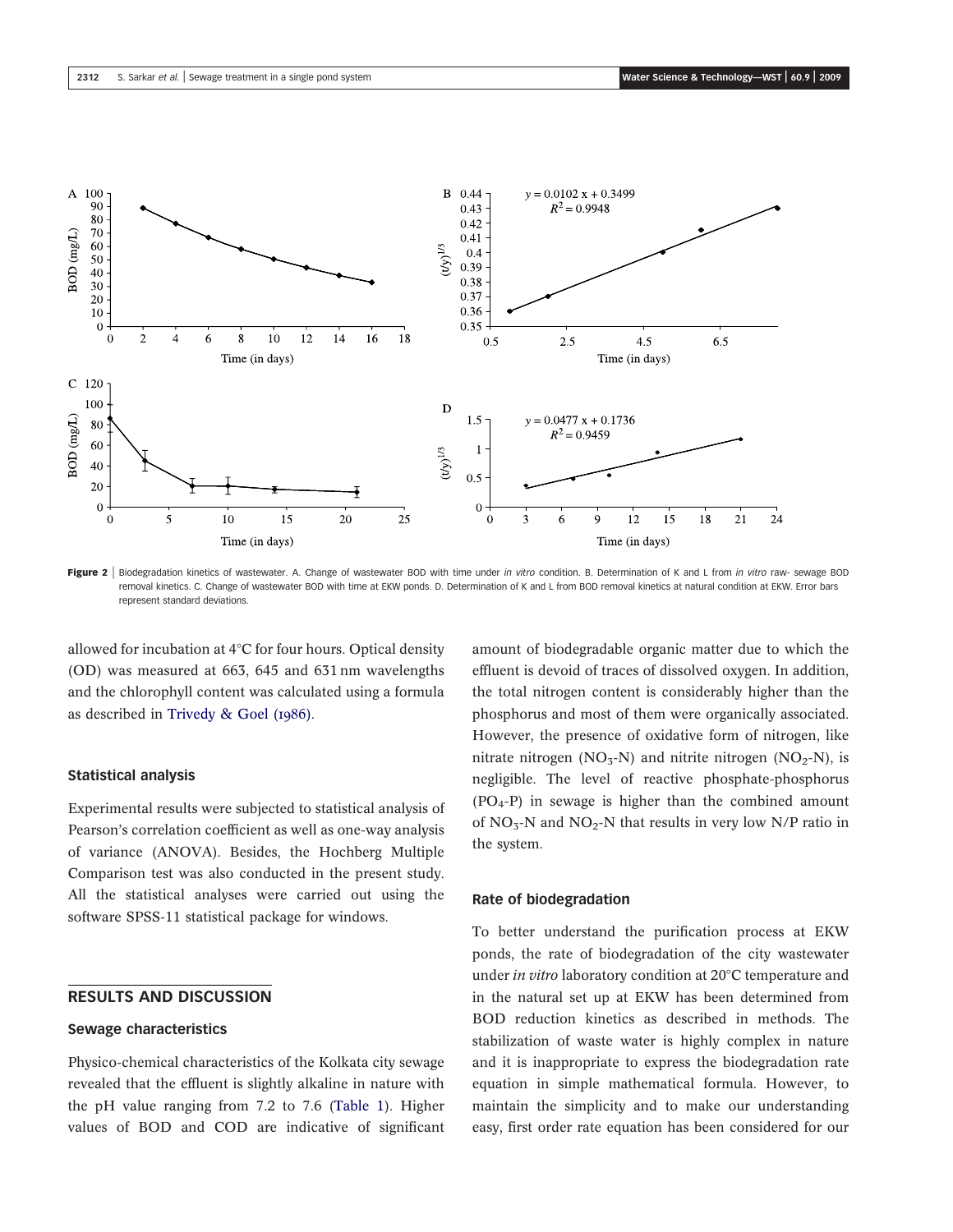Figure 2 | Biodegradation kinetics of wastewater. A. Change of wastewater BOD with time under *in vitro* condition. B. Determination of K and L from *in vitro* raw- sewage BOD removal kinetics. C. Change of wastewater BOD with time at EKW ponds. D. Determination of K and L from BOD removal kinetics at natural condition at EKW. Error bars represent standard deviations.

allowed for incubation at 4°C for four hours. Optical density (OD) was measured at 663, 645 and 631 nm wavelengths and the chlorophyll content was calculated using a formula as described in Trivedy & Goel (1986).

### Statistical analysis

Experimental results were subjected to statistical analysis of Pearson's correlation coefficient as well as one-way analysis of variance (ANOVA). Besides, the Hochberg Multiple Comparison test was also conducted in the present study. All the statistical analyses were carried out using the software SPSS-11 statistical package for windows.

## RESULTS AND DISCUSSION

### Sewage characteristics

Physico-chemical characteristics of the Kolkata city sewage revealed that the effluent is slightly alkaline in nature with the pH value ranging from 7.2 to 7.6 (Table 1). Higher values of BOD and COD are indicative of significant amount of biodegradable organic matter due to which the effluent is devoid of traces of dissolved oxygen. In addition, the total nitrogen content is considerably higher than the phosphorus and most of them were organically associated. However, the presence of oxidative form of nitrogen, like nitrate nitrogen ($NO_3$-N) and nitrite nitrogen ($NO_2$-N), is negligible. The level of reactive phosphate-phosphorus ($PO_4$-P) in sewage is higher than the combined amount of $NO_3$-N and $NO_2$-N that results in very low N/P ratio in the system.

### Rate of biodegradation

To better understand the purification process at EKW ponds, the rate of biodegradation of the city wastewater under *in vitro* laboratory condition at 20°C temperature and in the natural set up at EKW has been determined from BOD reduction kinetics as described in methods. The stabilization of waste water is highly complex in nature and it is inappropriate to express the biodegradation rate equation in simple mathematical formula. However, to maintain the simplicity and to make our understanding easy, first order rate equation has been considered for our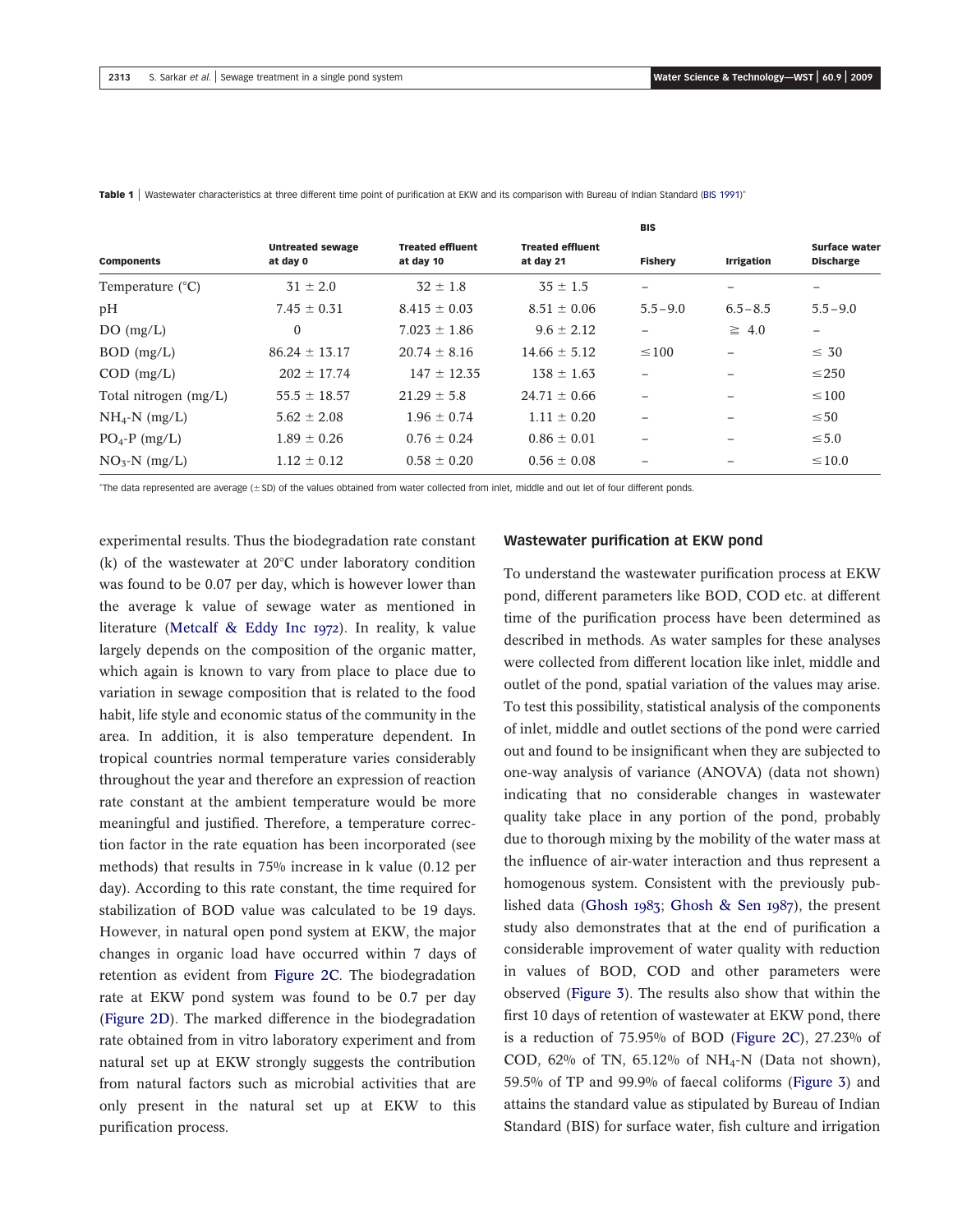**Table 1** | Wastewater characteristics at three different time point of purification at EKW and its comparison with Bureau of Indian Standard (BIS 1991)*

| Components | Untreated sewage at day 0 | Treated effluent at day 10 | Treated effluent at day 21 | BIS Fishery | BIS Irrigation | BIS Surface water Discharge |
|---|---|---|---|---|---|---|
| Temperature (°C) | 31 ± 2.0 | 32 ± 1.8 | 35 ± 1.5 | – | – | – |
| pH | 7.45 ± 0.31 | 8.415 ± 0.03 | 8.51 ± 0.06 | 5.5–9.0 | 6.5–8.5 | 5.5–9.0 |
| DO (mg/L) | 0 | 7.023 ± 1.86 | 9.6 ± 2.12 | – | ≧ 4.0 | – |
| BOD (mg/L) | 86.24 ± 13.17 | 20.74 ± 8.16 | 14.66 ± 5.12 | ≤100 | – | ≤ 30 |
| COD (mg/L) | 202 ± 17.74 | 147 ± 12.35 | 138 ± 1.63 | – | – | ≤250 |
| Total nitrogen (mg/L) | 55.5 ± 18.57 | 21.29 ± 5.8 | 24.71 ± 0.66 | – | – | ≤100 |
| $NH_4$-N (mg/L) | 5.62 ± 2.08 | 1.96 ± 0.74 | 1.11 ± 0.20 | – | – | ≤50 |
| $PO_4$-P (mg/L) | 1.89 ± 0.26 | 0.76 ± 0.24 | 0.86 ± 0.01 | – | – | ≤5.0 |
| $NO_3$-N (mg/L) | 1.12 ± 0.12 | 0.58 ± 0.20 | 0.56 ± 0.08 | – | – | ≤10.0 |

*The data represented are average (± SD) of the values obtained from water collected from inlet, middle and out let of four different ponds.

experimental results. Thus the biodegradation rate constant (k) of the wastewater at 20°C under laboratory condition was found to be 0.07 per day, which is however lower than the average k value of sewage water as mentioned in literature (Metcalf & Eddy Inc 1972). In reality, k value largely depends on the composition of the organic matter, which again is known to vary from place to place due to variation in sewage composition that is related to the food habit, life style and economic status of the community in the area. In addition, it is also temperature dependent. In tropical countries normal temperature varies considerably throughout the year and therefore an expression of reaction rate constant at the ambient temperature would be more meaningful and justified. Therefore, a temperature correction factor in the rate equation has been incorporated (see methods) that results in 75% increase in k value (0.12 per day). According to this rate constant, the time required for stabilization of BOD value was calculated to be 19 days. However, in natural open pond system at EKW, the major changes in organic load have occurred within 7 days of retention as evident from Figure 2C. The biodegradation rate at EKW pond system was found to be 0.7 per day (Figure 2D). The marked difference in the biodegradation rate obtained from in vitro laboratory experiment and from natural set up at EKW strongly suggests the contribution from natural factors such as microbial activities that are only present in the natural set up at EKW to this purification process.

## Wastewater purification at EKW pond

To understand the wastewater purification process at EKW pond, different parameters like BOD, COD etc. at different time of the purification process have been determined as described in methods. As water samples for these analyses were collected from different location like inlet, middle and outlet of the pond, spatial variation of the values may arise. To test this possibility, statistical analysis of the components of inlet, middle and outlet sections of the pond were carried out and found to be insignificant when they are subjected to one-way analysis of variance (ANOVA) (data not shown) indicating that no considerable changes in wastewater quality take place in any portion of the pond, probably due to thorough mixing by the mobility of the water mass at the influence of air-water interaction and thus represent a homogenous system. Consistent with the previously published data (Ghosh 1983; Ghosh & Sen 1987), the present study also demonstrates that at the end of purification a considerable improvement of water quality with reduction in values of BOD, COD and other parameters were observed (Figure 3). The results also show that within the first 10 days of retention of wastewater at EKW pond, there is a reduction of 75.95% of BOD (Figure 2C), 27.23% of COD, 62% of TN, 65.12% of $NH_4$-N (Data not shown), 59.5% of TP and 99.9% of faecal coliforms (Figure 3) and attains the standard value as stipulated by Bureau of Indian Standard (BIS) for surface water, fish culture and irrigation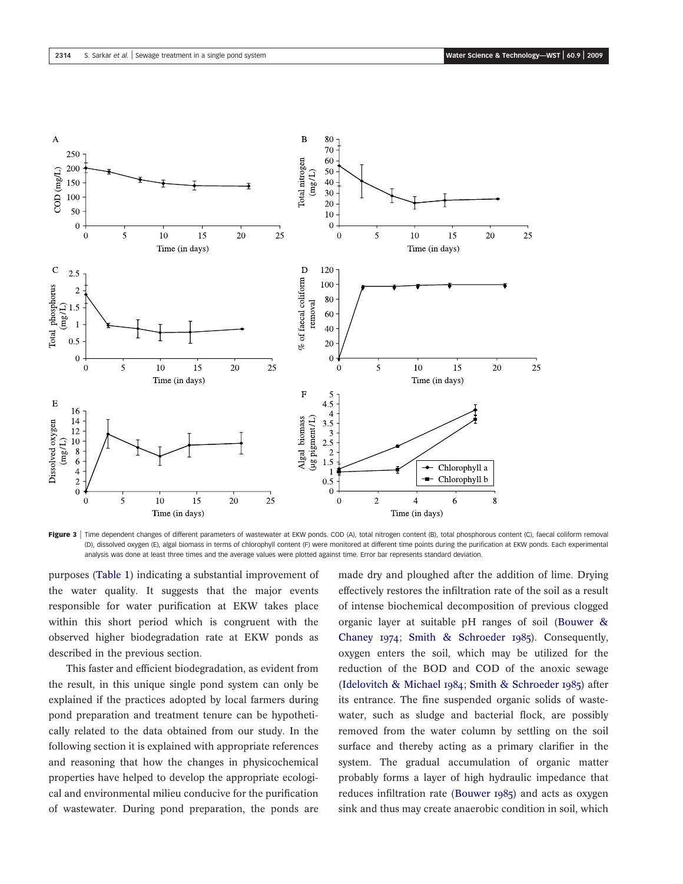Figure 3 | Time dependent changes of different parameters of wastewater at EKW ponds. COD (A), total nitrogen content (B), total phosphorous content (C), faecal coliform removal (D), dissolved oxygen (E), algal biomass in terms of chlorophyll content (F) were monitored at different time points during the purification at EKW ponds. Each experimental analysis was done at least three times and the average values were plotted against time. Error bar represents standard deviation.

purposes (Table 1) indicating a substantial improvement of the water quality. It suggests that the major events responsible for water purification at EKW takes place within this short period which is congruent with the observed higher biodegradation rate at EKW ponds as described in the previous section.

This faster and efficient biodegradation, as evident from the result, in this unique single pond system can only be explained if the practices adopted by local farmers during pond preparation and treatment tenure can be hypothetically related to the data obtained from our study. In the following section it is explained with appropriate references and reasoning that how the changes in physicochemical properties have helped to develop the appropriate ecological and environmental milieu conducive for the purification of wastewater. During pond preparation, the ponds are made dry and ploughed after the addition of lime. Drying effectively restores the infiltration rate of the soil as a result of intense biochemical decomposition of previous clogged organic layer at suitable pH ranges of soil (Bouwer & Chaney 1974; Smith & Schroeder 1985). Consequently, oxygen enters the soil, which may be utilized for the reduction of the BOD and COD of the anoxic sewage (Idelovitch & Michael 1984; Smith & Schroeder 1985) after its entrance. The fine suspended organic solids of wastewater, such as sludge and bacterial flock, are possibly removed from the water column by settling on the soil surface and thereby acting as a primary clarifier in the system. The gradual accumulation of organic matter probably forms a layer of high hydraulic impedance that reduces infiltration rate (Bouwer 1985) and acts as oxygen sink and thus may create anaerobic condition in soil, which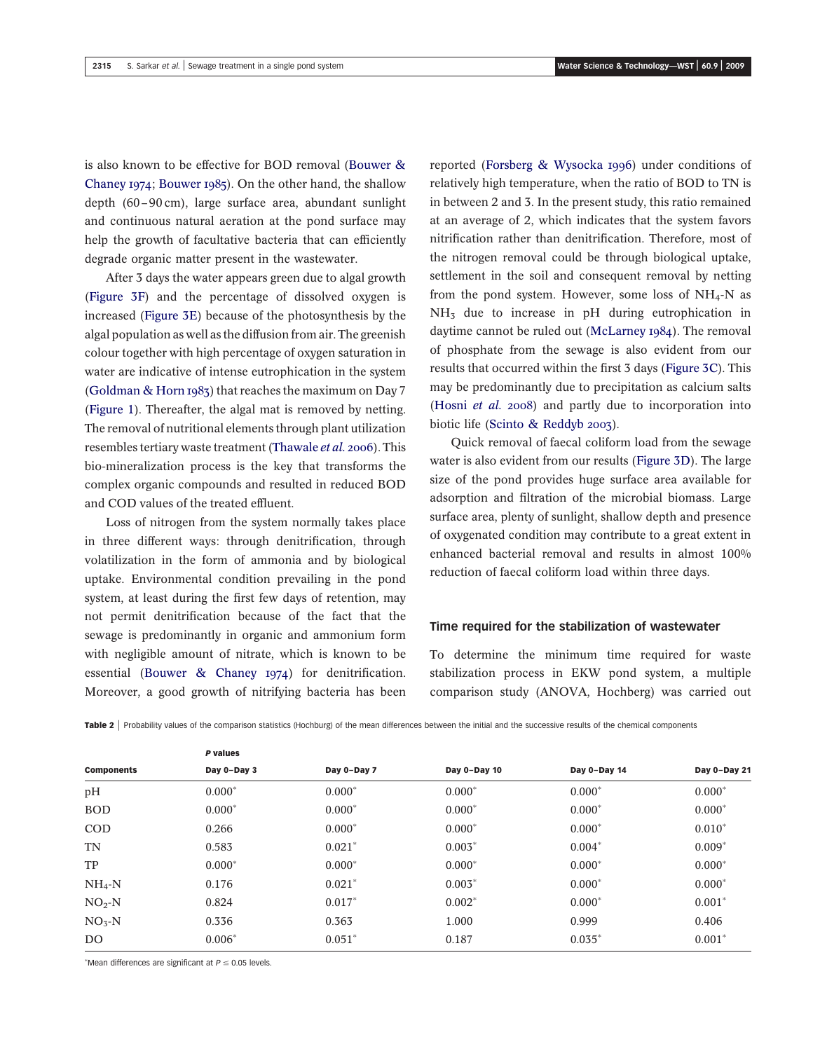is also known to be effective for BOD removal (Bouwer & Chaney 1974; Bouwer 1985). On the other hand, the shallow depth (60–90 cm), large surface area, abundant sunlight and continuous natural aeration at the pond surface may help the growth of facultative bacteria that can efficiently degrade organic matter present in the wastewater.

After 3 days the water appears green due to algal growth (Figure 3F) and the percentage of dissolved oxygen is increased (Figure 3E) because of the photosynthesis by the algal population as well as the diffusion from air. The greenish colour together with high percentage of oxygen saturation in water are indicative of intense eutrophication in the system (Goldman & Horn 1983) that reaches the maximum on Day 7 (Figure 1). Thereafter, the algal mat is removed by netting. The removal of nutritional elements through plant utilization resembles tertiary waste treatment (Thawale *et al.* 2006). This bio-mineralization process is the key that transforms the complex organic compounds and resulted in reduced BOD and COD values of the treated effluent.

Loss of nitrogen from the system normally takes place in three different ways: through denitrification, through volatilization in the form of ammonia and by biological uptake. Environmental condition prevailing in the pond system, at least during the first few days of retention, may not permit denitrification because of the fact that the sewage is predominantly in organic and ammonium form with negligible amount of nitrate, which is known to be essential (Bouwer & Chaney 1974) for denitrification. Moreover, a good growth of nitrifying bacteria has been reported (Forsberg & Wysocka 1996) under conditions of relatively high temperature, when the ratio of BOD to TN is in between 2 and 3. In the present study, this ratio remained at an average of 2, which indicates that the system favors nitrification rather than denitrification. Therefore, most of the nitrogen removal could be through biological uptake, settlement in the soil and consequent removal by netting from the pond system. However, some loss of $NH_4$-N as $NH_3$ due to increase in pH during eutrophication in daytime cannot be ruled out (McLarney 1984). The removal of phosphate from the sewage is also evident from our results that occurred within the first 3 days (Figure 3C). This may be predominantly due to precipitation as calcium salts (Hosni *et al.* 2008) and partly due to incorporation into biotic life (Scinto & Reddyb 2003).

Quick removal of faecal coliform load from the sewage water is also evident from our results (Figure 3D). The large size of the pond provides huge surface area available for adsorption and filtration of the microbial biomass. Large surface area, plenty of sunlight, shallow depth and presence of oxygenated condition may contribute to a great extent in enhanced bacterial removal and results in almost 100% reduction of faecal coliform load within three days.

## Time required for the stabilization of wastewater

To determine the minimum time required for waste stabilization process in EKW pond system, a multiple comparison study (ANOVA, Hochberg) was carried out

**Table 2** | Probability values of the comparison statistics (Hochburg) of the mean differences between the initial and the successive results of the chemical components

| Components | *P* values Day 0–Day 3 | Day 0–Day 7 | Day 0–Day 10 | Day 0–Day 14 | Day 0–Day 21 |
|---|---|---|---|---|---|
| pH | 0.000* | 0.000* | 0.000* | 0.000* | 0.000* |
| BOD | 0.000* | 0.000* | 0.000* | 0.000* | 0.000* |
| COD | 0.266 | 0.000* | 0.000* | 0.000* | 0.010* |
| TN | 0.583 | 0.021* | 0.003* | 0.004* | 0.009* |
| TP | 0.000* | 0.000* | 0.000* | 0.000* | 0.000* |
| $NH_4$-N | 0.176 | 0.021* | 0.003* | 0.000* | 0.000* |
| $NO_2$-N | 0.824 | 0.017* | 0.002* | 0.000* | 0.001* |
| $NO_3$-N | 0.336 | 0.363 | 1.000 | 0.999 | 0.406 |
| DO | 0.006* | 0.051* | 0.187 | 0.035* | 0.001* |

*Mean differences are significant at $P \le 0.05$ levels.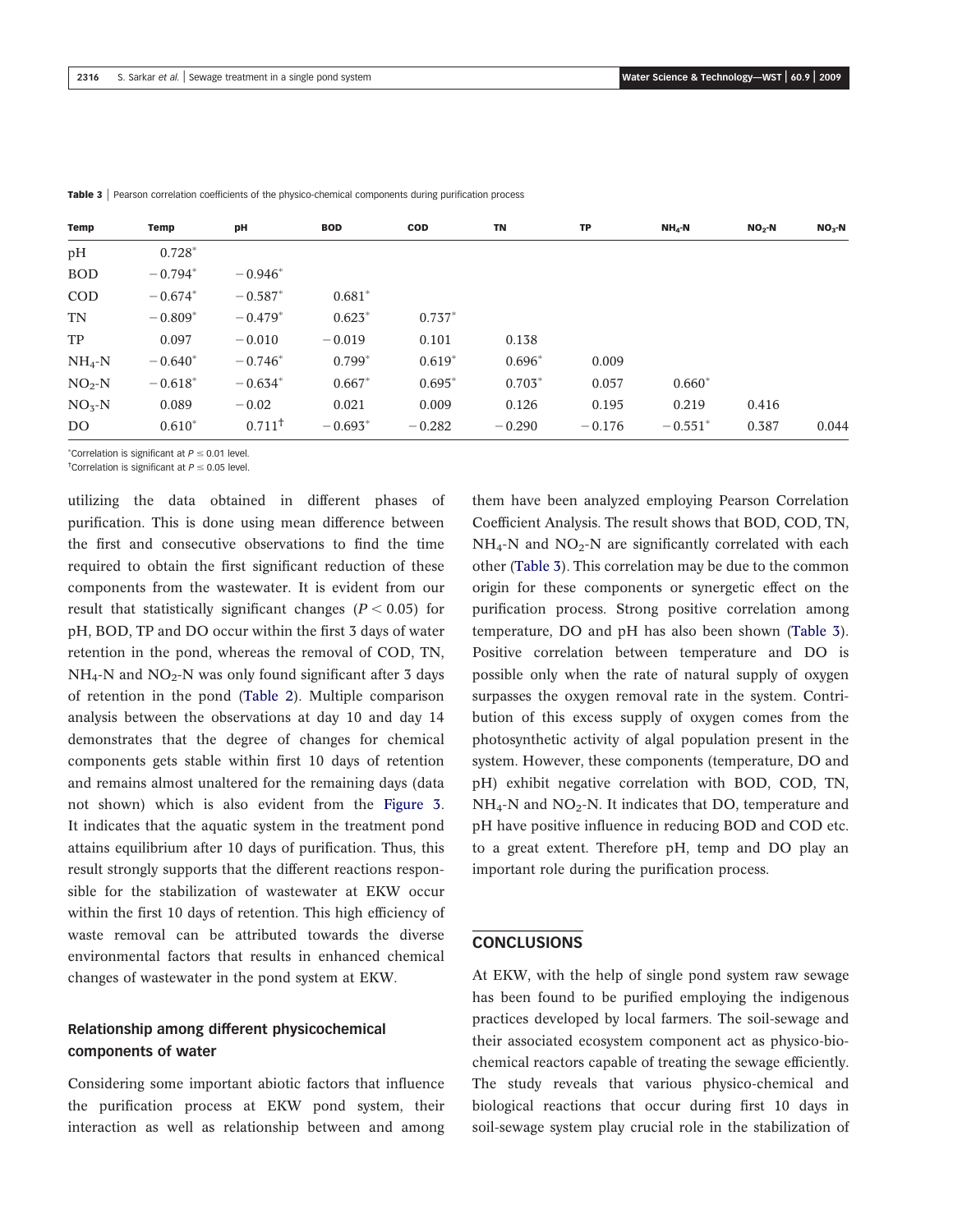**Table 3** | Pearson correlation coefficients of the physico-chemical components during purification process

| Temp | Temp | pH | BOD | COD | TN | TP | $NH_4$-N | $NO_2$-N | $NO_3$-N |
|---|---|---|---|---|---|---|---|---|---|
| pH | 0.728* | | | | | | | | |
| BOD | −0.794* | −0.946* | | | | | | | |
| COD | −0.674* | −0.587* | 0.681* | | | | | | |
| TN | −0.809* | −0.479* | 0.623* | 0.737* | | | | | |
| TP | 0.097 | −0.010 | −0.019 | 0.101 | 0.138 | | | | |
| $NH_4$-N | −0.640* | −0.746* | 0.799* | 0.619* | 0.696* | 0.009 | | | |
| $NO_2$-N | −0.618* | −0.634* | 0.667* | 0.695* | 0.703* | 0.057 | 0.660* | | |
| $NO_3$-N | 0.089 | −0.02 | 0.021 | 0.009 | 0.126 | 0.195 | 0.219 | 0.416 | |
| DO | 0.610* | 0.711† | −0.693* | −0.282 | −0.290 | −0.176 | −0.551* | 0.387 | 0.044 |

*Correlation is significant at $P \leq 0.01$ level.
†Correlation is significant at $P \leq 0.05$ level.

utilizing the data obtained in different phases of purification. This is done using mean difference between the first and consecutive observations to find the time required to obtain the first significant reduction of these components from the wastewater. It is evident from our result that statistically significant changes ($P < 0.05$) for pH, BOD, TP and DO occur within the first 3 days of water retention in the pond, whereas the removal of COD, TN, $NH_4$-N and $NO_2$-N was only found significant after 3 days of retention in the pond (Table 2). Multiple comparison analysis between the observations at day 10 and day 14 demonstrates that the degree of changes for chemical components gets stable within first 10 days of retention and remains almost unaltered for the remaining days (data not shown) which is also evident from the Figure 3. It indicates that the aquatic system in the treatment pond attains equilibrium after 10 days of purification. Thus, this result strongly supports that the different reactions responsible for the stabilization of wastewater at EKW occur within the first 10 days of retention. This high efficiency of waste removal can be attributed towards the diverse environmental factors that results in enhanced chemical changes of wastewater in the pond system at EKW.

### Relationship among different physicochemical components of water

Considering some important abiotic factors that influence the purification process at EKW pond system, their interaction as well as relationship between and among them have been analyzed employing Pearson Correlation Coefficient Analysis. The result shows that BOD, COD, TN, $NH_4$-N and $NO_2$-N are significantly correlated with each other (Table 3). This correlation may be due to the common origin for these components or synergetic effect on the purification process. Strong positive correlation among temperature, DO and pH has also been shown (Table 3). Positive correlation between temperature and DO is possible only when the rate of natural supply of oxygen surpasses the oxygen removal rate in the system. Contribution of this excess supply of oxygen comes from the photosynthetic activity of algal population present in the system. However, these components (temperature, DO and pH) exhibit negative correlation with BOD, COD, TN, $NH_4$-N and $NO_2$-N. It indicates that DO, temperature and pH have positive influence in reducing BOD and COD etc. to a great extent. Therefore pH, temp and DO play an important role during the purification process.

## CONCLUSIONS

At EKW, with the help of single pond system raw sewage has been found to be purified employing the indigenous practices developed by local farmers. The soil-sewage and their associated ecosystem component act as physico-biochemical reactors capable of treating the sewage efficiently. The study reveals that various physico-chemical and biological reactions that occur during first 10 days in soil-sewage system play crucial role in the stabilization of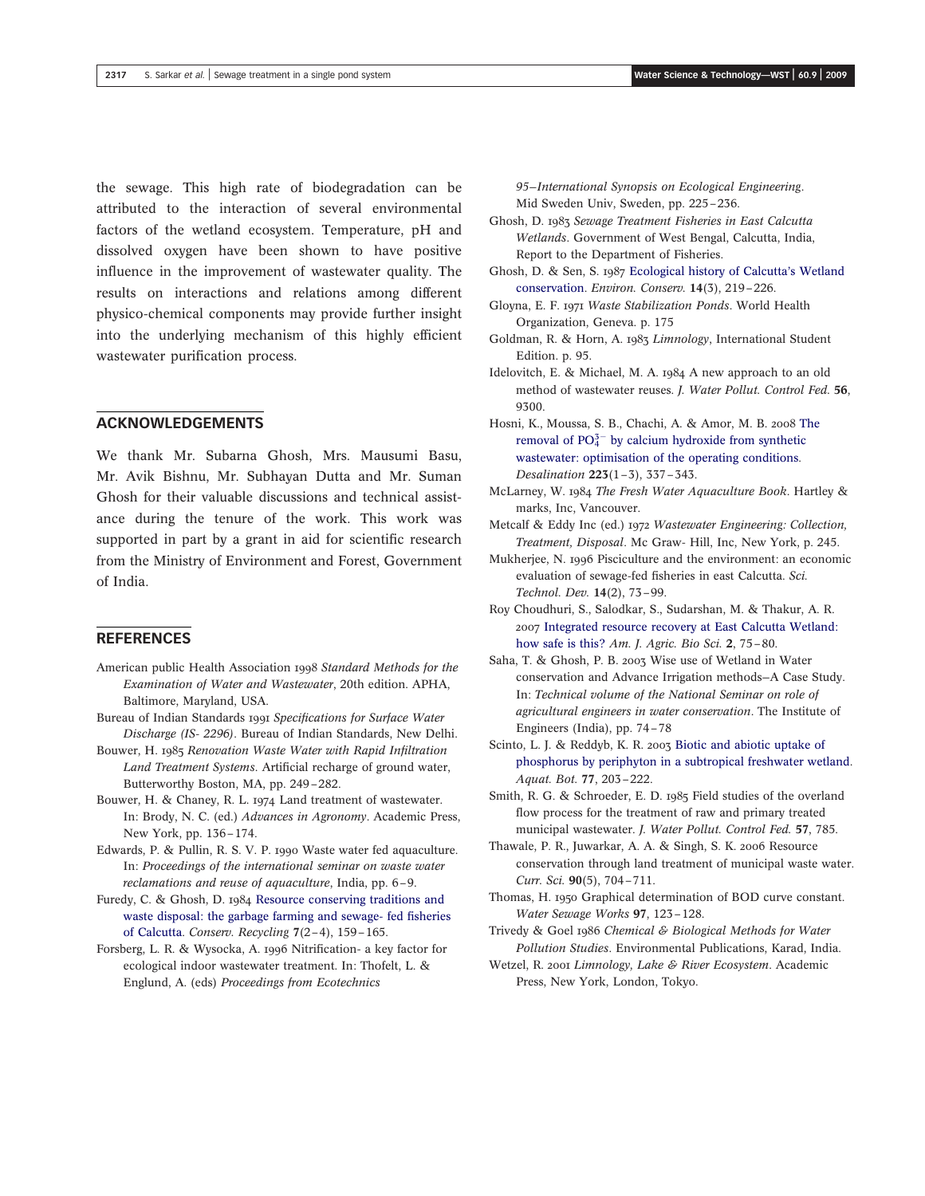the sewage. This high rate of biodegradation can be attributed to the interaction of several environmental factors of the wetland ecosystem. Temperature, pH and dissolved oxygen have been shown to have positive influence in the improvement of wastewater quality. The results on interactions and relations among different physico-chemical components may provide further insight into the underlying mechanism of this highly efficient wastewater purification process.

## ACKNOWLEDGEMENTS

We thank Mr. Subarna Ghosh, Mrs. Mausumi Basu, Mr. Avik Bishnu, Mr. Subhayan Dutta and Mr. Suman Ghosh for their valuable discussions and technical assistance during the tenure of the work. This work was supported in part by a grant in aid for scientific research from the Ministry of Environment and Forest, Government of India.

## REFERENCES

American public Health Association 1998 *Standard Methods for the Examination of Water and Wastewater*, 20th edition. APHA, Baltimore, Maryland, USA.

Bureau of Indian Standards 1991 *Specifications for Surface Water Discharge (IS- 2296)*. Bureau of Indian Standards, New Delhi.

Bouwer, H. 1985 *Renovation Waste Water with Rapid Infiltration Land Treatment Systems*. Artificial recharge of ground water, Butterworthy Boston, MA, pp. 249–282.

Bouwer, H. & Chaney, R. L. 1974 Land treatment of wastewater. In: Brody, N. C. (ed.) *Advances in Agronomy*. Academic Press, New York, pp. 136–174.

Edwards, P. & Pullin, R. S. V. P. 1990 Waste water fed aquaculture. In: *Proceedings of the international seminar on waste water reclamations and reuse of aquaculture*, India, pp. 6–9.

Furedy, C. & Ghosh, D. 1984 Resource conserving traditions and waste disposal: the garbage farming and sewage- fed fisheries of Calcutta. *Conserv. Recycling* **7**(2–4), 159–165.

Forsberg, L. R. & Wysocka, A. 1996 Nitrification- a key factor for ecological indoor wastewater treatment. In: Thofelt, L. & Englund, A. (eds) *Proceedings from Ecotechnics 95–International Synopsis on Ecological Engineering*. Mid Sweden Univ, Sweden, pp. 225–236.

Ghosh, D. 1983 *Sewage Treatment Fisheries in East Calcutta Wetlands*. Government of West Bengal, Calcutta, India, Report to the Department of Fisheries.

Ghosh, D. & Sen, S. 1987 Ecological history of Calcutta's Wetland conservation. *Environ. Conserv.* **14**(3), 219–226.

Gloyna, E. F. 1971 *Waste Stabilization Ponds*. World Health Organization, Geneva. p. 175

Goldman, R. & Horn, A. 1983 *Limnology*, International Student Edition. p. 95.

Idelovitch, E. & Michael, M. A. 1984 A new approach to an old method of wastewater reuses. *J. Water Pollut. Control Fed.* **56**, 9300.

Hosni, K., Moussa, S. B., Chachi, A. & Amor, M. B. 2008 The removal of $PO_4^{3-}$ by calcium hydroxide from synthetic wastewater: optimisation of the operating conditions. *Desalination* **223**(1–3), 337–343.

McLarney, W. 1984 *The Fresh Water Aquaculture Book*. Hartley & marks, Inc, Vancouver.

Metcalf & Eddy Inc (ed.) 1972 *Wastewater Engineering: Collection, Treatment, Disposal*. Mc Graw- Hill, Inc, New York, p. 245.

Mukherjee, N. 1996 Pisciculture and the environment: an economic evaluation of sewage-fed fisheries in east Calcutta. *Sci. Technol. Dev.* **14**(2), 73–99.

Roy Choudhuri, S., Salodkar, S., Sudarshan, M. & Thakur, A. R. 2007 Integrated resource recovery at East Calcutta Wetland: how safe is this? *Am. J. Agric. Bio Sci.* **2**, 75–80.

Saha, T. & Ghosh, P. B. 2003 Wise use of Wetland in Water conservation and Advance Irrigation methods–A Case Study. In: *Technical volume of the National Seminar on role of agricultural engineers in water conservation*. The Institute of Engineers (India), pp. 74–78

Scinto, L. J. & Reddyb, K. R. 2003 Biotic and abiotic uptake of phosphorus by periphyton in a subtropical freshwater wetland. *Aquat. Bot.* **77**, 203–222.

Smith, R. G. & Schroeder, E. D. 1985 Field studies of the overland flow process for the treatment of raw and primary treated municipal wastewater. *J. Water Pollut. Control Fed.* **57**, 785.

Thawale, P. R., Juwarkar, A. A. & Singh, S. K. 2006 Resource conservation through land treatment of municipal waste water. *Curr. Sci.* **90**(5), 704–711.

Thomas, H. 1950 Graphical determination of BOD curve constant. *Water Sewage Works* **97**, 123–128.

Trivedy & Goel 1986 *Chemical & Biological Methods for Water Pollution Studies*. Environmental Publications, Karad, India.

Wetzel, R. 2001 *Limnology, Lake & River Ecosystem*. Academic Press, New York, London, Tokyo.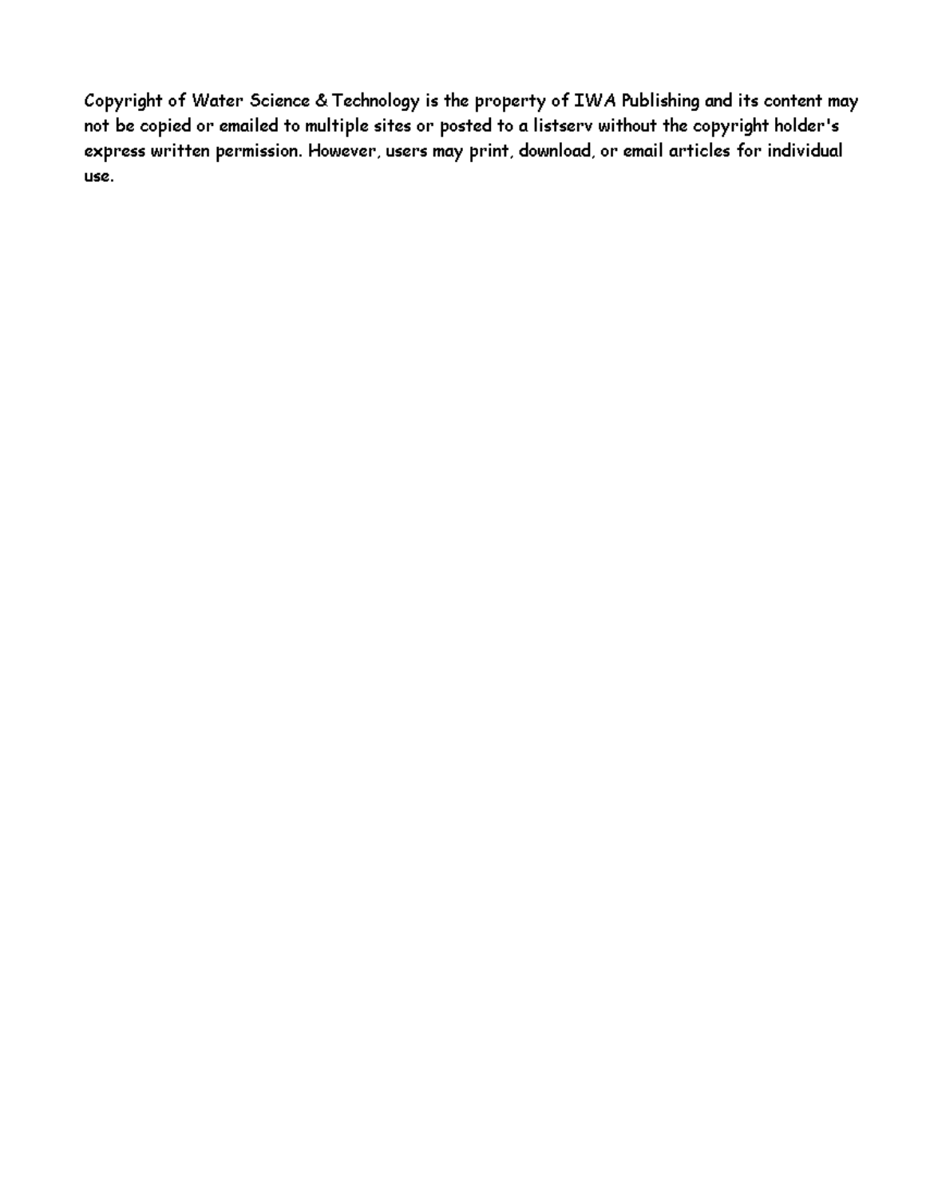Copyright of Water Science & Technology is the property of IWA Publishing and its content may not be copied or emailed to multiple sites or posted to a listserv without the copyright holder's express written permission. However, users may print, download, or email articles for individual use.